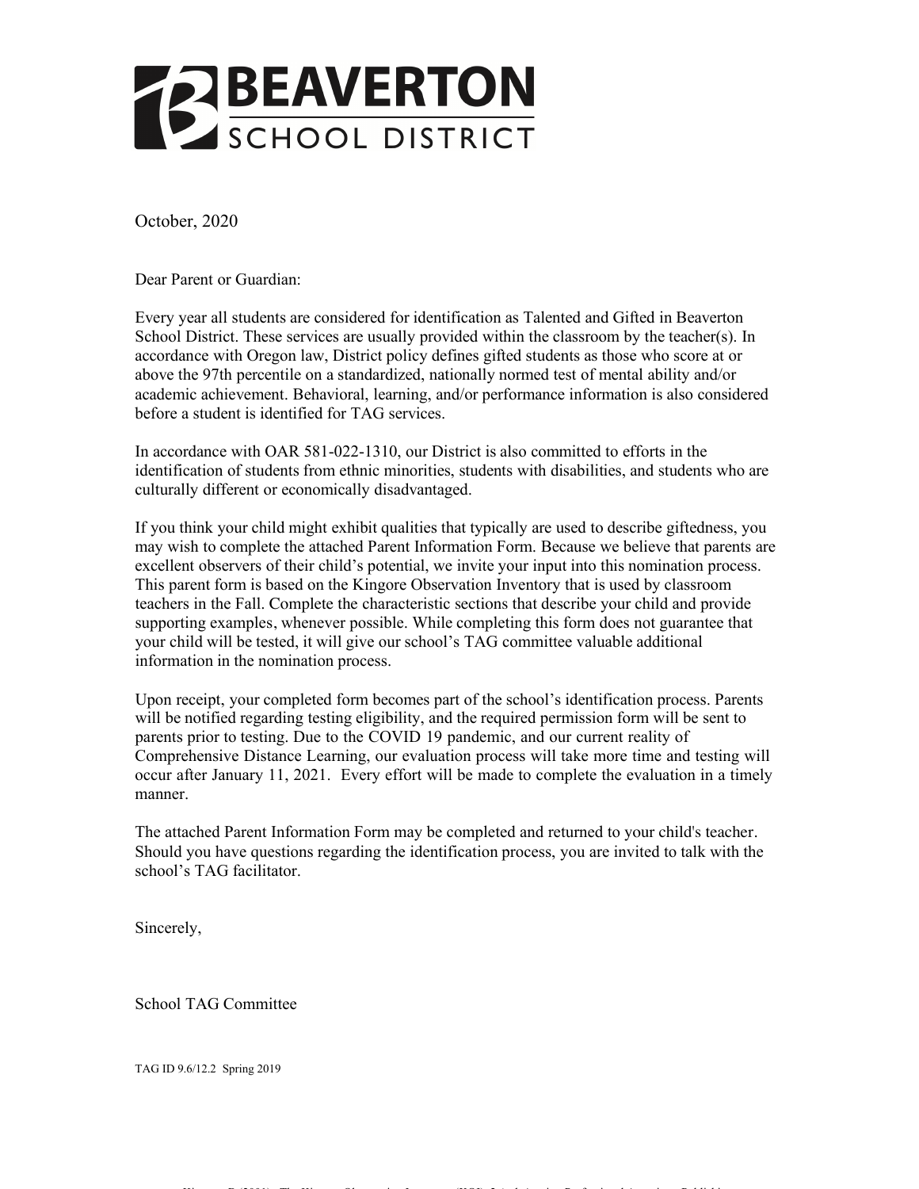**BEAVERTON SCHOOL DISTRICT**

October, 2020

Dear Parent or Guardian:

Every year all students are considered for identification as Talented and Gifted in Beaverton School District. These services are usually provided within the classroom by the teacher(s). In accordance with Oregon law, District policy defines gifted students as those who score at or above the 97th percentile on a standardized, nationally normed test of mental ability and/or academic achievement. Behavioral, learning, and/or performance information is also considered before a student is identified for TAG services.

In accordance with OAR 581-022-1310, our District is also committed to efforts in the identification of students from ethnic minorities, students with disabilities, and students who are culturally different or economically disadvantaged.

If you think your child might exhibit qualities that typically are used to describe giftedness, you may wish to complete the attached Parent Information Form. Because we believe that parents are excellent observers of their child's potential, we invite your input into this nomination process. This parent form is based on the Kingore Observation Inventory that is used by classroom teachers in the Fall. Complete the characteristic sections that describe your child and provide supporting examples, whenever possible. While completing this form does not guarantee that your child will be tested, it will give our school's TAG committee valuable additional information in the nomination process.

Upon receipt, your completed form becomes part of the school's identification process. Parents will be notified regarding testing eligibility, and the required permission form will be sent to parents prior to testing. Due to the COVID 19 pandemic, and our current reality of Comprehensive Distance Learning, our evaluation process will take more time and testing will occur after January 11, 2021. Every effort will be made to complete the evaluation in a timely manner.

The attached Parent Information Form may be completed and returned to your child's teacher. Should you have questions regarding the identification process, you are invited to talk with the school's TAG facilitator.

Sincerely,

School TAG Committee

TAG ID 9.6/12.2 Spring 2019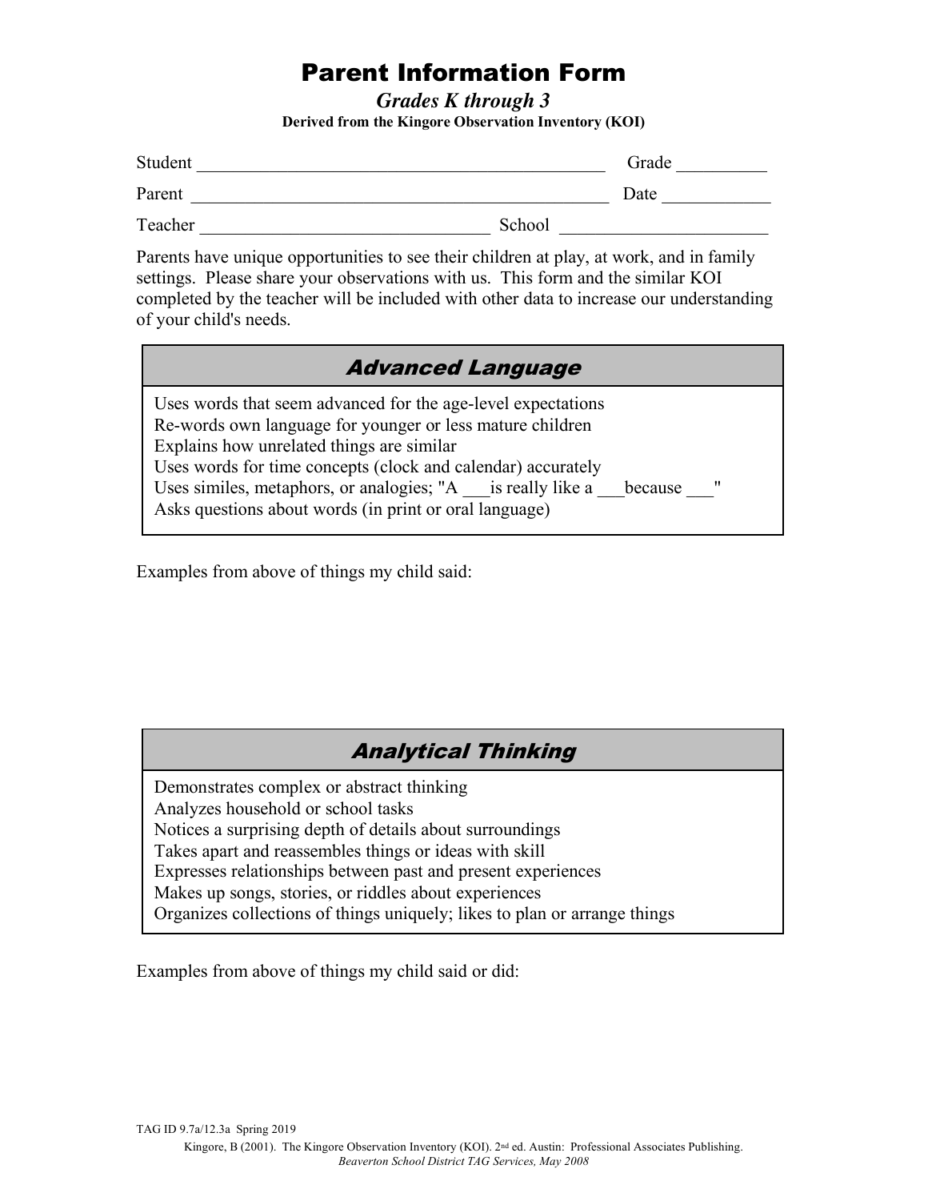# Parent Information Form

***Grades K through 3***

**Derived from the Kingore Observation Inventory (KOI)**

Student _______________________________________________ Grade __________

Parent ________________________________________________ Date ____________

Teacher ________________________________ School _______________________

Parents have unique opportunities to see their children at play, at work, and in family settings. Please share your observations with us. This form and the similar KOI completed by the teacher will be included with other data to increase our understanding of your child's needs.

## *Advanced Language*

Uses words that seem advanced for the age-level expectations
Re-words own language for younger or less mature children
Explains how unrelated things are similar
Uses words for time concepts (clock and calendar) accurately
Uses similes, metaphors, or analogies; "A ___is really like a ___because ___"
Asks questions about words (in print or oral language)

Examples from above of things my child said:

## *Analytical Thinking*

Demonstrates complex or abstract thinking
Analyzes household or school tasks
Notices a surprising depth of details about surroundings
Takes apart and reassembles things or ideas with skill
Expresses relationships between past and present experiences
Makes up songs, stories, or riddles about experiences
Organizes collections of things uniquely; likes to plan or arrange things

Examples from above of things my child said or did:

TAG ID 9.7a/12.3a Spring 2019

Kingore, B (2001). The Kingore Observation Inventory (KOI). 2nd ed. Austin: Professional Associates Publishing.
*Beaverton School District TAG Services, May 2008*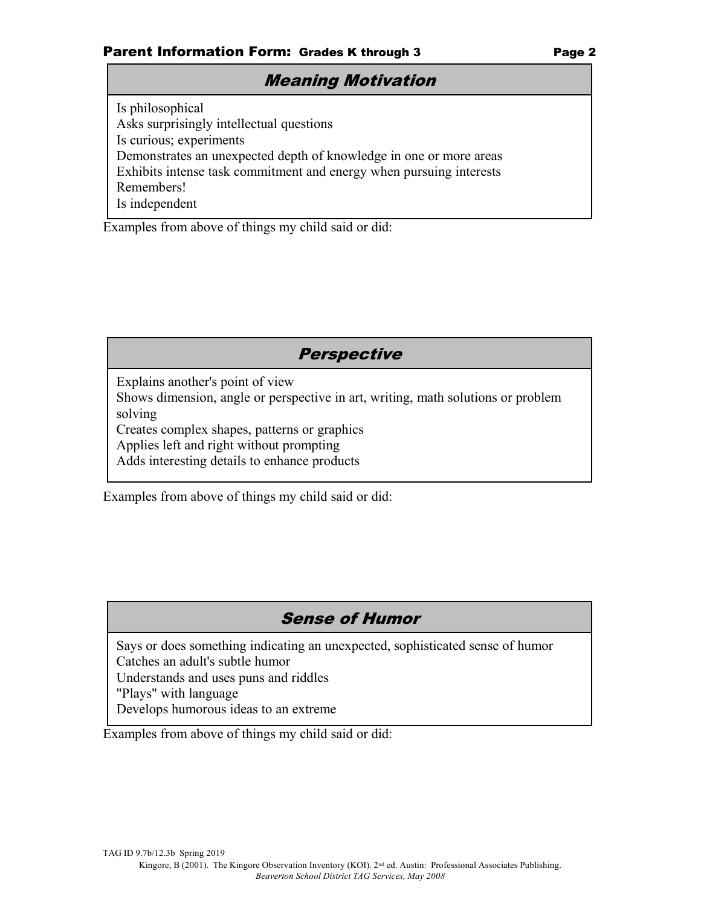## Meaning Motivation

Is philosophical
Asks surprisingly intellectual questions
Is curious; experiments
Demonstrates an unexpected depth of knowledge in one or more areas
Exhibits intense task commitment and energy when pursuing interests
Remembers!
Is independent

Examples from above of things my child said or did:

## Perspective

Explains another's point of view
Shows dimension, angle or perspective in art, writing, math solutions or problem solving
Creates complex shapes, patterns or graphics
Applies left and right without prompting
Adds interesting details to enhance products

Examples from above of things my child said or did:

## Sense of Humor

Says or does something indicating an unexpected, sophisticated sense of humor
Catches an adult's subtle humor
Understands and uses puns and riddles
"Plays" with language
Develops humorous ideas to an extreme

Examples from above of things my child said or did:

TAG ID 9.7b/12.3b Spring 2019

Kingore, B (2001). The Kingore Observation Inventory (KOI). 2nd ed. Austin: Professional Associates Publishing.
*Beaverton School District TAG Services, May 2008*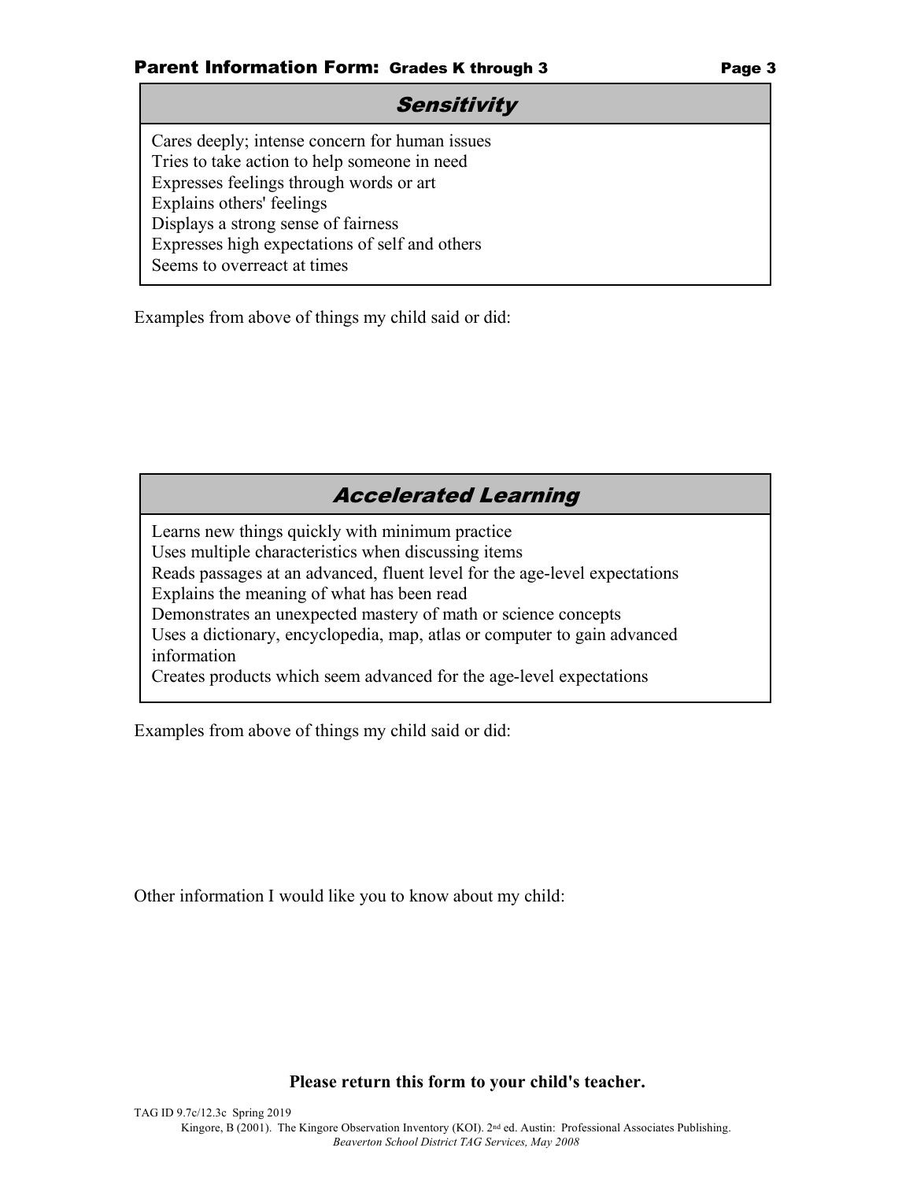## Sensitivity

Cares deeply; intense concern for human issues
Tries to take action to help someone in need
Expresses feelings through words or art
Explains others' feelings
Displays a strong sense of fairness
Expresses high expectations of self and others
Seems to overreact at times

Examples from above of things my child said or did:

## Accelerated Learning

Learns new things quickly with minimum practice
Uses multiple characteristics when discussing items
Reads passages at an advanced, fluent level for the age-level expectations
Explains the meaning of what has been read
Demonstrates an unexpected mastery of math or science concepts
Uses a dictionary, encyclopedia, map, atlas or computer to gain advanced information
Creates products which seem advanced for the age-level expectations

Examples from above of things my child said or did:

Other information I would like you to know about my child:

**Please return this form to your child's teacher.**

TAG ID 9.7c/12.3c Spring 2019
Kingore, B (2001). The Kingore Observation Inventory (KOI). 2nd ed. Austin: Professional Associates Publishing.
*Beaverton School District TAG Services, May 2008*